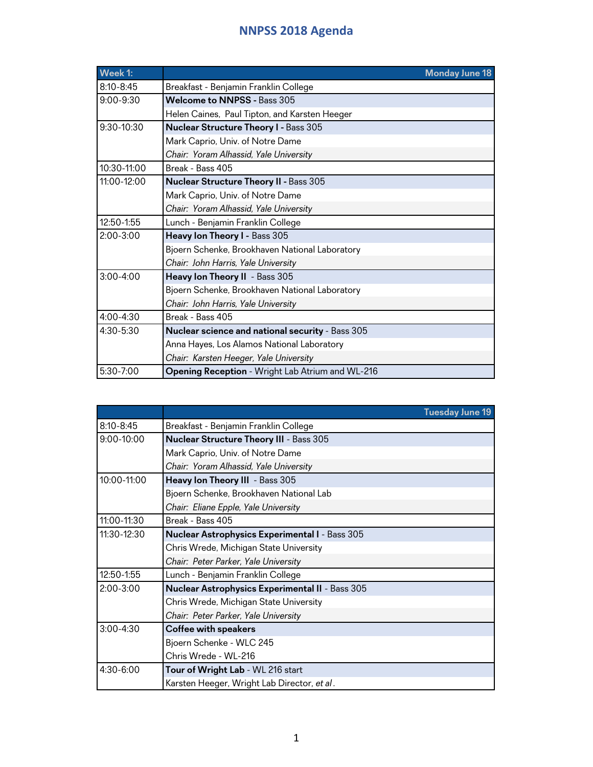# NNPSS 2018 Agenda

| Week 1: | Monday June 18 |
|---|---|
| 8:10-8:45 | Breakfast - Benjamin Franklin College |
| 9:00-9:30 | **Welcome to NNPSS -** Bass 305 |
| | Helen Caines, Paul Tipton, and Karsten Heeger |
| 9:30-10:30 | **Nuclear Structure Theory I -** Bass 305 |
| | Mark Caprio, Univ. of Notre Dame |
| | *Chair: Yoram Alhassid, Yale University* |
| 10:30-11:00 | Break - Bass 405 |
| 11:00-12:00 | **Nuclear Structure Theory II -** Bass 305 |
| | Mark Caprio, Univ. of Notre Dame |
| | *Chair: Yoram Alhassid, Yale University* |
| 12:50-1:55 | Lunch - Benjamin Franklin College |
| 2:00-3:00 | **Heavy Ion Theory I -** Bass 305 |
| | Bjoern Schenke, Brookhaven National Laboratory |
| | *Chair: John Harris, Yale University* |
| 3:00-4:00 | **Heavy Ion Theory II** - Bass 305 |
| | Bjoern Schenke, Brookhaven National Laboratory |
| | *Chair: John Harris, Yale University* |
| 4:00-4:30 | Break - Bass 405 |
| 4:30-5:30 | **Nuclear science and national security** - Bass 305 |
| | Anna Hayes, Los Alamos National Laboratory |
| | *Chair: Karsten Heeger, Yale University* |
| 5:30-7:00 | **Opening Reception** - Wright Lab Atrium and WL-216 |

| | Tuesday June 19 |
|---|---|
| 8:10-8:45 | Breakfast - Benjamin Franklin College |
| 9:00-10:00 | **Nuclear Structure Theory III** - Bass 305 |
| | Mark Caprio, Univ. of Notre Dame |
| | *Chair: Yoram Alhassid, Yale University* |
| 10:00-11:00 | **Heavy Ion Theory III** - Bass 305 |
| | Bjoern Schenke, Brookhaven National Lab |
| | *Chair: Eliane Epple, Yale University* |
| 11:00-11:30 | Break - Bass 405 |
| 11:30-12:30 | **Nuclear Astrophysics Experimental I** - Bass 305 |
| | Chris Wrede, Michigan State University |
| | *Chair: Peter Parker, Yale University* |
| 12:50-1:55 | Lunch - Benjamin Franklin College |
| 2:00-3:00 | **Nuclear Astrophysics Experimental II** - Bass 305 |
| | Chris Wrede, Michigan State University |
| | *Chair: Peter Parker, Yale University* |
| 3:00-4:30 | **Coffee with speakers** |
| | Bjoern Schenke - WLC 245 |
| | Chris Wrede - WL-216 |
| 4:30-6:00 | **Tour of Wright Lab** - WL 216 start |
| | Karsten Heeger, Wright Lab Director, *et al*. |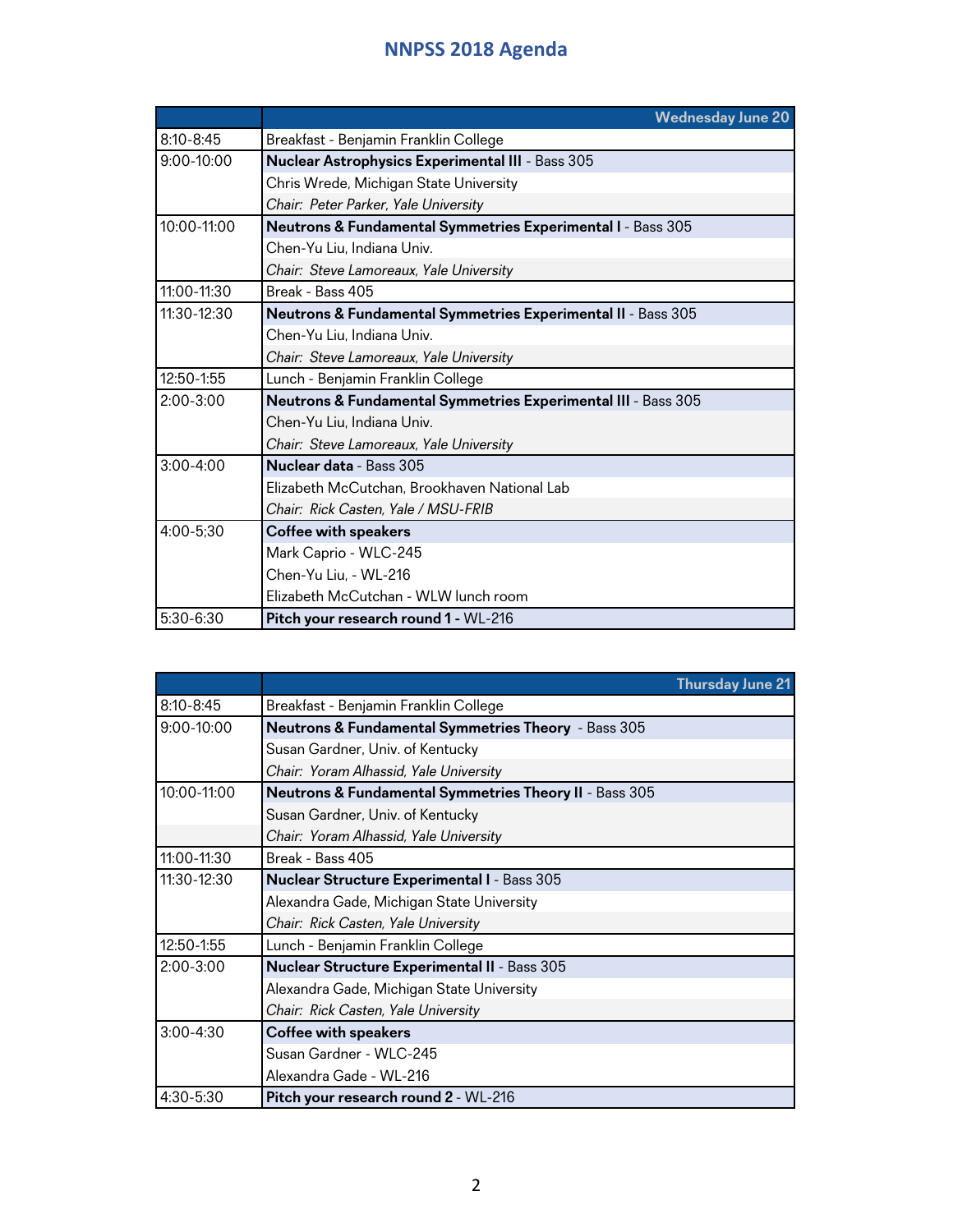# NNPSS 2018 Agenda

| | Wednesday June 20 |
|---|---|
| 8:10-8:45 | Breakfast - Benjamin Franklin College |
| 9:00-10:00 | **Nuclear Astrophysics Experimental III** - Bass 305 |
| | Chris Wrede, Michigan State University |
| | *Chair: Peter Parker, Yale University* |
| 10:00-11:00 | **Neutrons & Fundamental Symmetries Experimental I** - Bass 305 |
| | Chen-Yu Liu, Indiana Univ. |
| | *Chair: Steve Lamoreaux, Yale University* |
| 11:00-11:30 | Break - Bass 405 |
| 11:30-12:30 | **Neutrons & Fundamental Symmetries Experimental II** - Bass 305 |
| | Chen-Yu Liu, Indiana Univ. |
| | *Chair: Steve Lamoreaux, Yale University* |
| 12:50-1:55 | Lunch - Benjamin Franklin College |
| 2:00-3:00 | **Neutrons & Fundamental Symmetries Experimental III** - Bass 305 |
| | Chen-Yu Liu, Indiana Univ. |
| | *Chair: Steve Lamoreaux, Yale University* |
| 3:00-4:00 | **Nuclear data** - Bass 305 |
| | Elizabeth McCutchan, Brookhaven National Lab |
| | *Chair: Rick Casten, Yale / MSU-FRIB* |
| 4:00-5;30 | **Coffee with speakers** |
| | Mark Caprio - WLC-245 |
| | Chen-Yu Liu, - WL-216 |
| | Elizabeth McCutchan - WLW lunch room |
| 5:30-6:30 | **Pitch your research round 1 -** WL-216 |

| | Thursday June 21 |
|---|---|
| 8:10-8:45 | Breakfast - Benjamin Franklin College |
| 9:00-10:00 | **Neutrons & Fundamental Symmetries Theory** - Bass 305 |
| | Susan Gardner, Univ. of Kentucky |
| | *Chair: Yoram Alhassid, Yale University* |
| 10:00-11:00 | **Neutrons & Fundamental Symmetries Theory II** - Bass 305 |
| | Susan Gardner, Univ. of Kentucky |
| | *Chair: Yoram Alhassid, Yale University* |
| 11:00-11:30 | Break - Bass 405 |
| 11:30-12:30 | **Nuclear Structure Experimental I** - Bass 305 |
| | Alexandra Gade, Michigan State University |
| | *Chair: Rick Casten, Yale University* |
| 12:50-1:55 | Lunch - Benjamin Franklin College |
| 2:00-3:00 | **Nuclear Structure Experimental II** - Bass 305 |
| | Alexandra Gade, Michigan State University |
| | *Chair: Rick Casten, Yale University* |
| 3:00-4:30 | **Coffee with speakers** |
| | Susan Gardner - WLC-245 |
| | Alexandra Gade - WL-216 |
| 4:30-5:30 | **Pitch your research round 2** - WL-216 |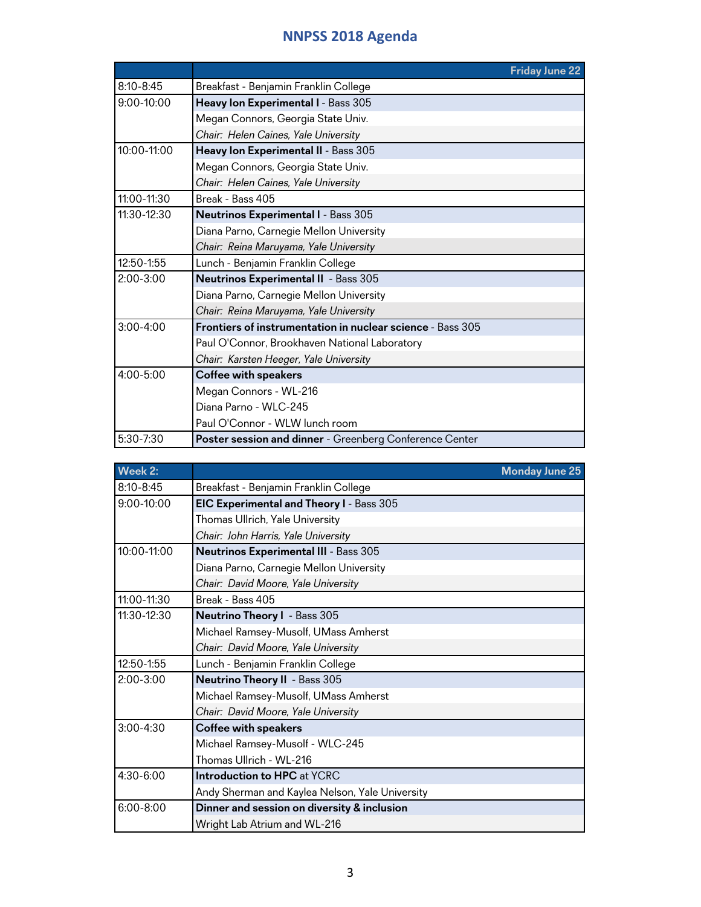# NNPSS 2018 Agenda

| | Friday June 22 |
|---|---|
| 8:10-8:45 | Breakfast - Benjamin Franklin College |
| 9:00-10:00 | **Heavy Ion Experimental I** - Bass 305 |
| | Megan Connors, Georgia State Univ. |
| | *Chair: Helen Caines, Yale University* |
| 10:00-11:00 | **Heavy Ion Experimental II** - Bass 305 |
| | Megan Connors, Georgia State Univ. |
| | *Chair: Helen Caines, Yale University* |
| 11:00-11:30 | Break - Bass 405 |
| 11:30-12:30 | **Neutrinos Experimental I** - Bass 305 |
| | Diana Parno, Carnegie Mellon University |
| | *Chair: Reina Maruyama, Yale University* |
| 12:50-1:55 | Lunch - Benjamin Franklin College |
| 2:00-3:00 | **Neutrinos Experimental II** - Bass 305 |
| | Diana Parno, Carnegie Mellon University |
| | *Chair: Reina Maruyama, Yale University* |
| 3:00-4:00 | **Frontiers of instrumentation in nuclear science** - Bass 305 |
| | Paul O'Connor, Brookhaven National Laboratory |
| | *Chair: Karsten Heeger, Yale University* |
| 4:00-5:00 | **Coffee with speakers** |
| | Megan Connors - WL-216 |
| | Diana Parno - WLC-245 |
| | Paul O'Connor - WLW lunch room |
| 5:30-7:30 | **Poster session and dinner** - Greenberg Conference Center |

| Week 2: | Monday June 25 |
|---|---|
| 8:10-8:45 | Breakfast - Benjamin Franklin College |
| 9:00-10:00 | **EIC Experimental and Theory I** - Bass 305 |
| | Thomas Ullrich, Yale University |
| | *Chair: John Harris, Yale University* |
| 10:00-11:00 | **Neutrinos Experimental III** - Bass 305 |
| | Diana Parno, Carnegie Mellon University |
| | *Chair: David Moore, Yale University* |
| 11:00-11:30 | Break - Bass 405 |
| 11:30-12:30 | **Neutrino Theory I** - Bass 305 |
| | Michael Ramsey-Musolf, UMass Amherst |
| | *Chair: David Moore, Yale University* |
| 12:50-1:55 | Lunch - Benjamin Franklin College |
| 2:00-3:00 | **Neutrino Theory II** - Bass 305 |
| | Michael Ramsey-Musolf, UMass Amherst |
| | *Chair: David Moore, Yale University* |
| 3:00-4:30 | **Coffee with speakers** |
| | Michael Ramsey-Musolf - WLC-245 |
| | Thomas Ullrich - WL-216 |
| 4:30-6:00 | **Introduction to HPC** at YCRC |
| | Andy Sherman and Kaylea Nelson, Yale University |
| 6:00-8:00 | **Dinner and session on diversity & inclusion** |
| | Wright Lab Atrium and WL-216 |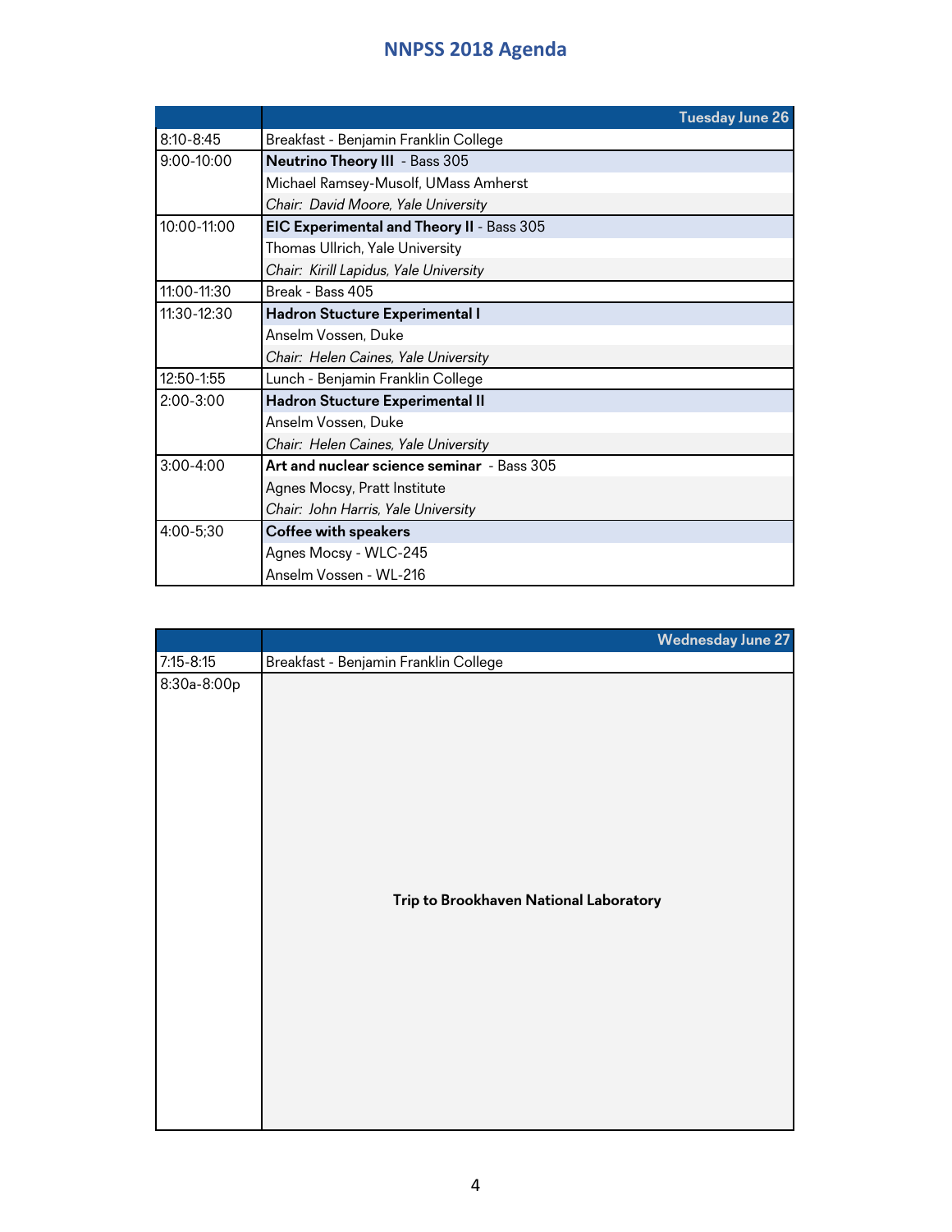# NNPSS 2018 Agenda

| | Tuesday June 26 |
|---|---|
| 8:10-8:45 | Breakfast - Benjamin Franklin College |
| 9:00-10:00 | **Neutrino Theory III** - Bass 305 |
| | Michael Ramsey-Musolf, UMass Amherst |
| | *Chair: David Moore, Yale University* |
| 10:00-11:00 | **EIC Experimental and Theory II** - Bass 305 |
| | Thomas Ullrich, Yale University |
| | *Chair: Kirill Lapidus, Yale University* |
| 11:00-11:30 | Break - Bass 405 |
| 11:30-12:30 | **Hadron Stucture Experimental I** |
| | Anselm Vossen, Duke |
| | *Chair: Helen Caines, Yale University* |
| 12:50-1:55 | Lunch - Benjamin Franklin College |
| 2:00-3:00 | **Hadron Stucture Experimental II** |
| | Anselm Vossen, Duke |
| | *Chair: Helen Caines, Yale University* |
| 3:00-4:00 | **Art and nuclear science seminar** - Bass 305 |
| | Agnes Mocsy, Pratt Institute |
| | *Chair: John Harris, Yale University* |
| 4:00-5;30 | **Coffee with speakers** |
| | Agnes Mocsy - WLC-245 |
| | Anselm Vossen - WL-216 |

| | Wednesday June 27 |
|---|---|
| 7:15-8:15 | Breakfast - Benjamin Franklin College |
| 8:30a-8:00p | **Trip to Brookhaven National Laboratory** |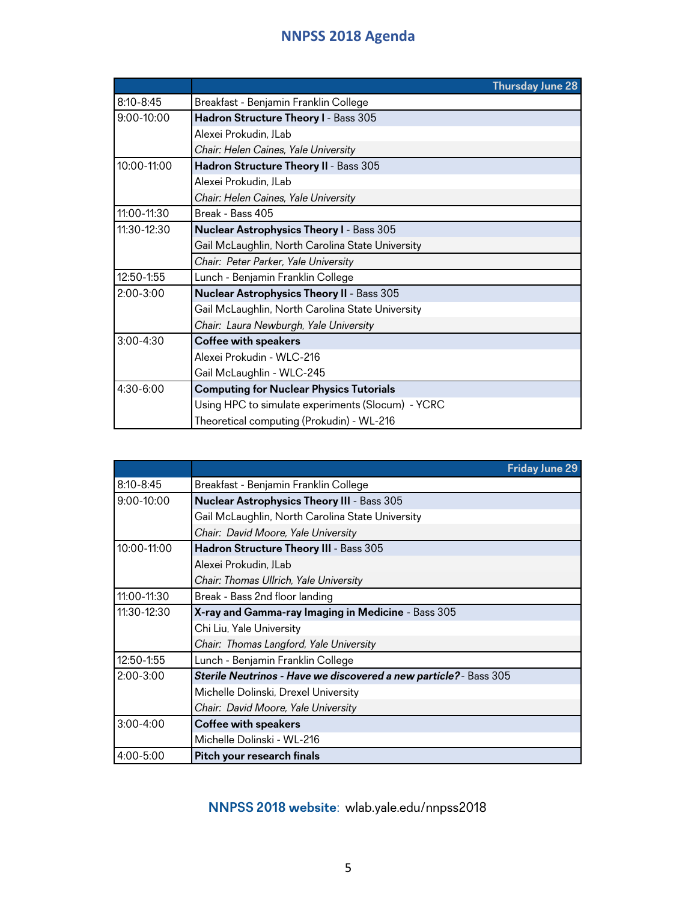# NNPSS 2018 Agenda

| | Thursday June 28 |
|---|---|
| 8:10-8:45 | Breakfast - Benjamin Franklin College |
| 9:00-10:00 | **Hadron Structure Theory I** - Bass 305 |
| | Alexei Prokudin, JLab |
| | *Chair: Helen Caines, Yale University* |
| 10:00-11:00 | **Hadron Structure Theory II** - Bass 305 |
| | Alexei Prokudin, JLab |
| | *Chair: Helen Caines, Yale University* |
| 11:00-11:30 | Break - Bass 405 |
| 11:30-12:30 | **Nuclear Astrophysics Theory I** - Bass 305 |
| | Gail McLaughlin, North Carolina State University |
| | *Chair: Peter Parker, Yale University* |
| 12:50-1:55 | Lunch - Benjamin Franklin College |
| 2:00-3:00 | **Nuclear Astrophysics Theory II** - Bass 305 |
| | Gail McLaughlin, North Carolina State University |
| | *Chair: Laura Newburgh, Yale University* |
| 3:00-4:30 | **Coffee with speakers** |
| | Alexei Prokudin - WLC-216 |
| | Gail McLaughlin - WLC-245 |
| 4:30-6:00 | **Computing for Nuclear Physics Tutorials** |
| | Using HPC to simulate experiments (Slocum) - YCRC |
| | Theoretical computing (Prokudin) - WL-216 |

| | Friday June 29 |
|---|---|
| 8:10-8:45 | Breakfast - Benjamin Franklin College |
| 9:00-10:00 | **Nuclear Astrophysics Theory III** - Bass 305 |
| | Gail McLaughlin, North Carolina State University |
| | *Chair: David Moore, Yale University* |
| 10:00-11:00 | **Hadron Structure Theory III** - Bass 305 |
| | Alexei Prokudin, JLab |
| | *Chair: Thomas Ullrich, Yale University* |
| 11:00-11:30 | Break - Bass 2nd floor landing |
| 11:30-12:30 | **X-ray and Gamma-ray Imaging in Medicine** - Bass 305 |
| | Chi Liu, Yale University |
| | *Chair: Thomas Langford, Yale University* |
| 12:50-1:55 | Lunch - Benjamin Franklin College |
| 2:00-3:00 | ***Sterile Neutrinos - Have we discovered a new particle?*** - Bass 305 |
| | Michelle Dolinski, Drexel University |
| | *Chair: David Moore, Yale University* |
| 3:00-4:00 | **Coffee with speakers** |
| | Michelle Dolinski - WL-216 |
| 4:00-5:00 | **Pitch your research finals** |

**NNPSS 2018 website**: wlab.yale.edu/nnpss2018